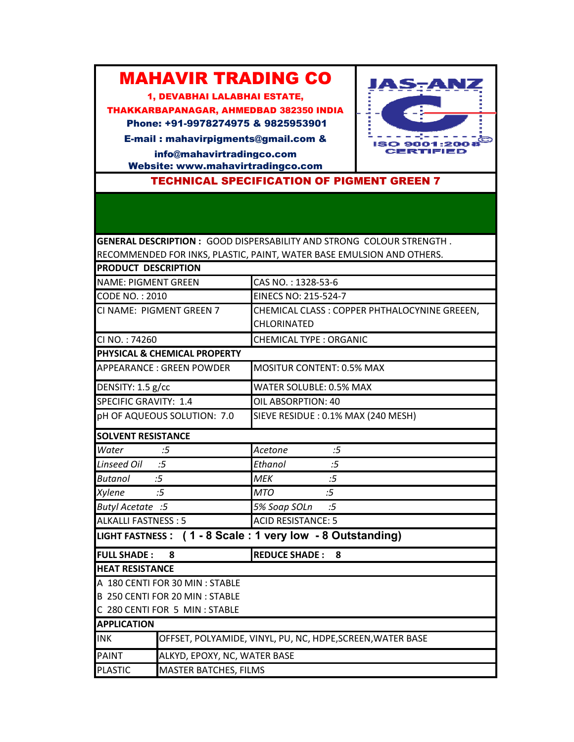# MAHAVIR TRADING CO

**1, DEVABHAI LALABHAI ESTATE,**
**THAKKARBAPANAGAR, AHMEDBAD 382350 INDIA**
**Phone: +91-9978274975 & 9825953901**
**E-mail : mahavirpigments@gmail.com &**
**info@mahavirtradingco.com**
**Website: www.mahavirtradingco.com**

JAS-ANZ
ISO 9001:2008 CERTIFIED

## TECHNICAL SPECIFICATION OF PIGMENT GREEN 7

**GENERAL DESCRIPTION :** GOOD DISPERSABILITY AND STRONG COLOUR STRENGTH . RECOMMENDED FOR INKS, PLASTIC, PAINT, WATER BASE EMULSION AND OTHERS.

| **PRODUCT DESCRIPTION** | |
|---|---|
| NAME: PIGMENT GREEN | CAS NO. : 1328-53-6 |
| CODE NO. : 2010 | EINECS NO: 215-524-7 |
| CI NAME: PIGMENT GREEN 7 | CHEMICAL CLASS : COPPER PHTHALOCYNINE GREEEN, CHLORINATED |
| CI NO. : 74260 | CHEMICAL TYPE : ORGANIC |
| **PHYSICAL & CHEMICAL PROPERTY** | |
| APPEARANCE : GREEN POWDER | MOSITUR CONTENT: 0.5% MAX |
| DENSITY: 1.5 g/cc | WATER SOLUBLE: 0.5% MAX |
| SPECIFIC GRAVITY: 1.4 | OIL ABSORPTION: 40 |
| pH OF AQUEOUS SOLUTION: 7.0 | SIEVE RESIDUE : 0.1% MAX (240 MESH) |
| **SOLVENT RESISTANCE** | |
| *Water :5* | *Acetone :5* |
| *Linseed Oil :5* | *Ethanol :5* |
| *Butanol :5* | *MEK :5* |
| *Xylene :5* | *MTO :5* |
| *Butyl Acetate :5* | *5% Soap SOLn :5* |
| ALKALLI FASTNESS : 5 | ACID RESISTANCE: 5 |
| **LIGHT FASTNESS : ( 1 - 8 Scale : 1 very low - 8 Outstanding)** | |
| **FULL SHADE : 8** | **REDUCE SHADE : 8** |
| **HEAT RESISTANCE** | |
| A 180 CENTI FOR 30 MIN : STABLE | |
| B 250 CENTI FOR 20 MIN : STABLE | |
| C 280 CENTI FOR 5 MIN : STABLE | |

| **APPLICATION** | |
|---|---|
| INK | OFFSET, POLYAMIDE, VINYL, PU, NC, HDPE,SCREEN,WATER BASE |
| PAINT | ALKYD, EPOXY, NC, WATER BASE |
| PLASTIC | MASTER BATCHES, FILMS |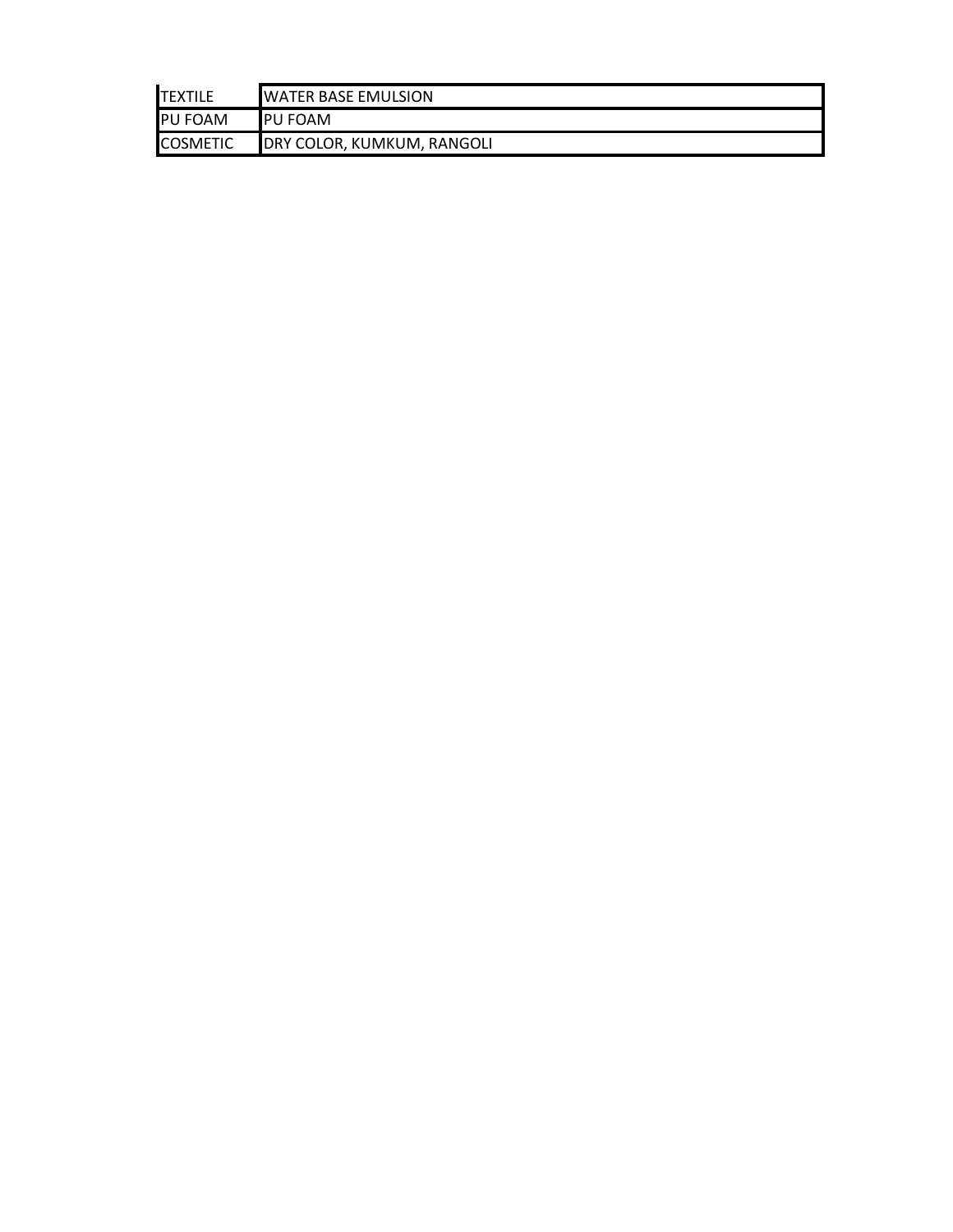| | |
|---|---|
| TEXTILE | WATER BASE EMULSION |
| PU FOAM | PU FOAM |
| COSMETIC | DRY COLOR, KUMKUM, RANGOLI |